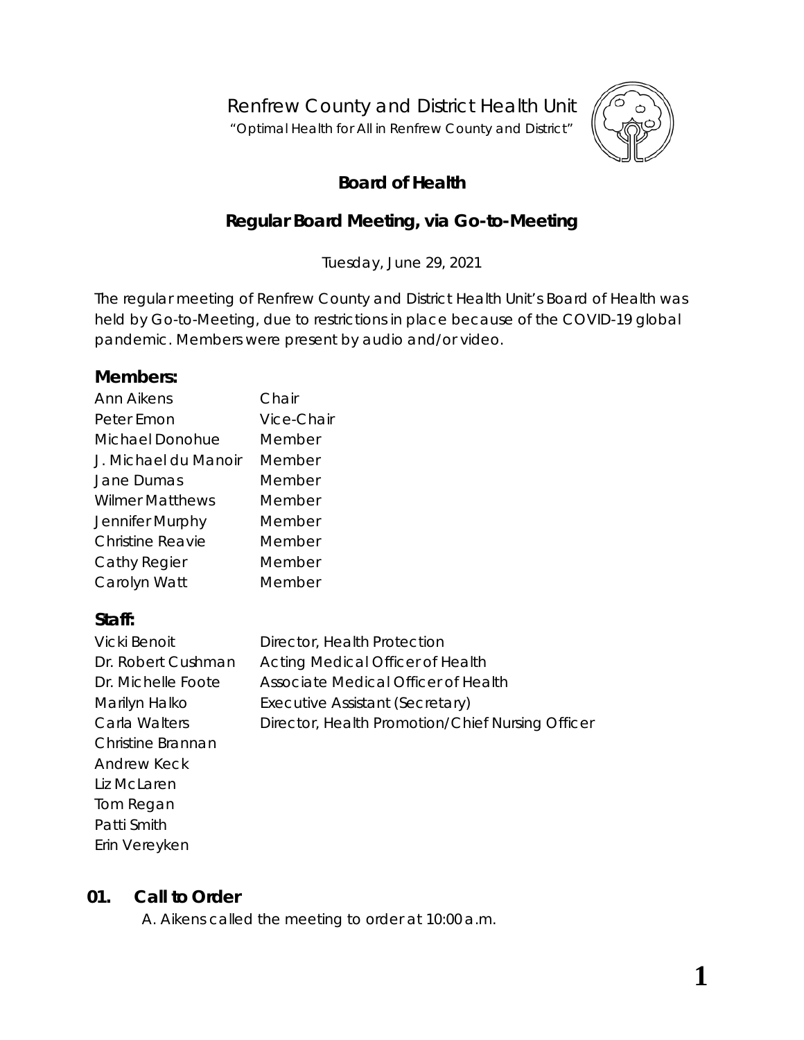Renfrew County and District Health Unit

"Optimal Health for All in Renfrew County and District"

# Board of Health

## Regular Board Meeting, via Go-to-Meeting

Tuesday, June 29, 2021

The regular meeting of Renfrew County and District Health Unit's Board of Health was held by Go-to-Meeting, due to restrictions in place because of the COVID-19 global pandemic. Members were present by audio and/or video.

### Members:

| | |
|---|---|
| Ann Aikens | Chair |
| Peter Emon | Vice-Chair |
| Michael Donohue | Member |
| J. Michael du Manoir | Member |
| Jane Dumas | Member |
| Wilmer Matthews | Member |
| Jennifer Murphy | Member |
| Christine Reavie | Member |
| Cathy Regier | Member |
| Carolyn Watt | Member |

### Staff:

| | |
|---|---|
| Vicki Benoit | Director, Health Protection |
| Dr. Robert Cushman | Acting Medical Officer of Health |
| Dr. Michelle Foote | Associate Medical Officer of Health |
| Marilyn Halko | Executive Assistant (Secretary) |
| Carla Walters | Director, Health Promotion/Chief Nursing Officer |
| Christine Brannan | |
| Andrew Keck | |
| Liz McLaren | |
| Tom Regan | |
| Patti Smith | |
| Erin Vereyken | |

## 01. Call to Order

A. Aikens called the meeting to order at 10:00 a.m.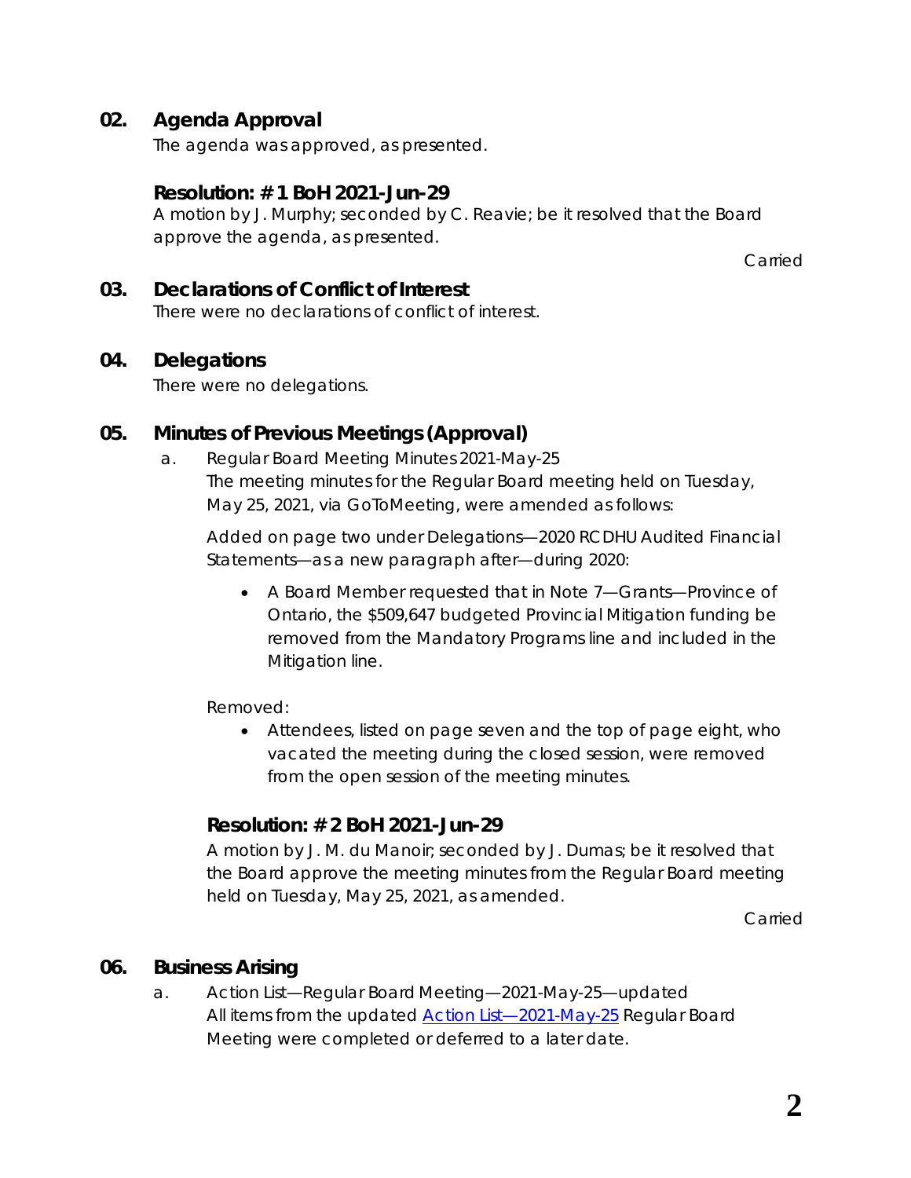## 02. Agenda Approval

The agenda was approved, as presented.

### Resolution: # 1 BoH 2021-Jun-29

A motion by J. Murphy; seconded by C. Reavie; be it resolved that the Board approve the agenda, as presented.

Carried

## 03. Declarations of Conflict of Interest

There were no declarations of conflict of interest.

## 04. Delegations

There were no delegations.

## 05. Minutes of Previous Meetings (Approval)

a. Regular Board Meeting Minutes 2021-May-25

The meeting minutes for the Regular Board meeting held on Tuesday, May 25, 2021, via GoToMeeting, were amended as follows:

Added on page two under Delegations—2020 RCDHU Audited Financial Statements—as a new paragraph after—during 2020:

- A Board Member requested that in Note 7—Grants—Province of Ontario, the $509,647 budgeted Provincial Mitigation funding be removed from the Mandatory Programs line and included in the Mitigation line.

Removed:

- Attendees, listed on page seven and the top of page eight, who vacated the meeting during the closed session, were removed from the open session of the meeting minutes.

### Resolution: # 2 BoH 2021-Jun-29

A motion by J. M. du Manoir; seconded by J. Dumas; be it resolved that the Board approve the meeting minutes from the Regular Board meeting held on Tuesday, May 25, 2021, as amended.

Carried

## 06. Business Arising

a. Action List—Regular Board Meeting—2021-May-25—updated

All items from the updated Action List—2021-May-25 Regular Board Meeting were completed or deferred to a later date.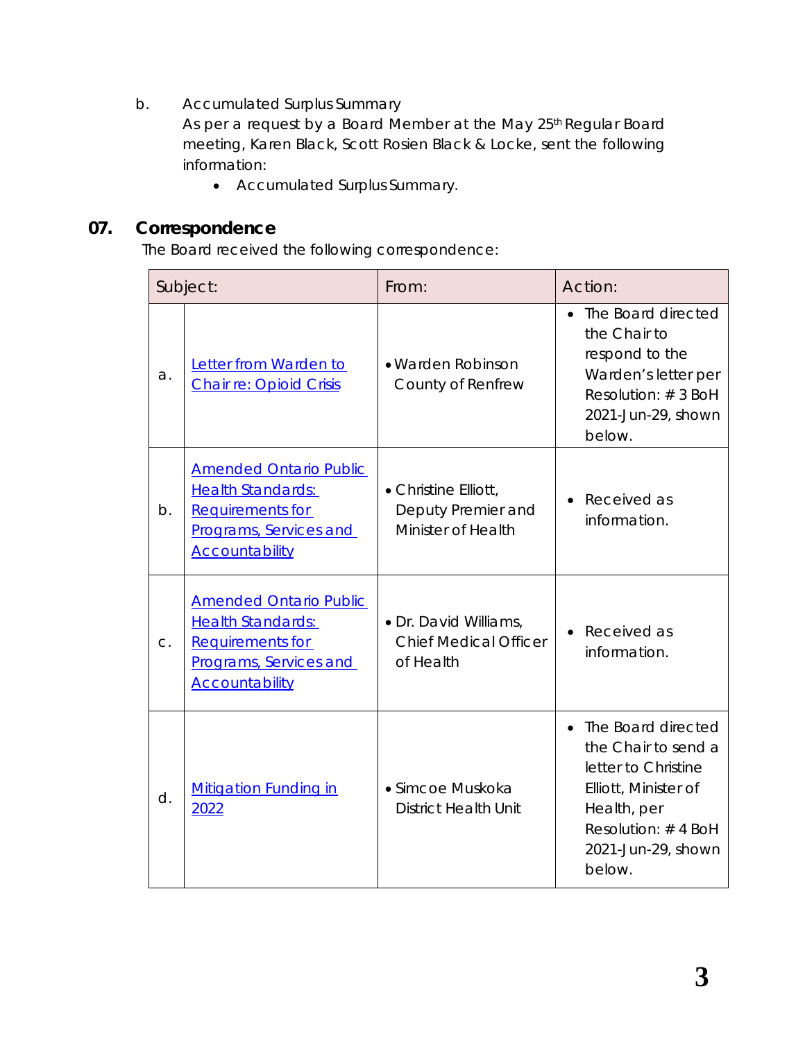b. Accumulated Surplus Summary
As per a request by a Board Member at the May 25th Regular Board meeting, Karen Black, Scott Rosien Black & Locke, sent the following information:

- Accumulated Surplus Summary.

## 07. Correspondence

The Board received the following correspondence:

| | Subject: | From: | Action: |
|---|---|---|---|
| a. | Letter from Warden to Chair re: Opioid Crisis | • Warden Robinson County of Renfrew | • The Board directed the Chair to respond to the Warden's letter per Resolution: # 3 BoH 2021-Jun-29, shown below. |
| b. | Amended Ontario Public Health Standards: Requirements for Programs, Services and Accountability | • Christine Elliott, Deputy Premier and Minister of Health | • Received as information. |
| c. | Amended Ontario Public Health Standards: Requirements for Programs, Services and Accountability | • Dr. David Williams, Chief Medical Officer of Health | • Received as information. |
| d. | Mitigation Funding in 2022 | • Simcoe Muskoka District Health Unit | • The Board directed the Chair to send a letter to Christine Elliott, Minister of Health, per Resolution: # 4 BoH 2021-Jun-29, shown below. |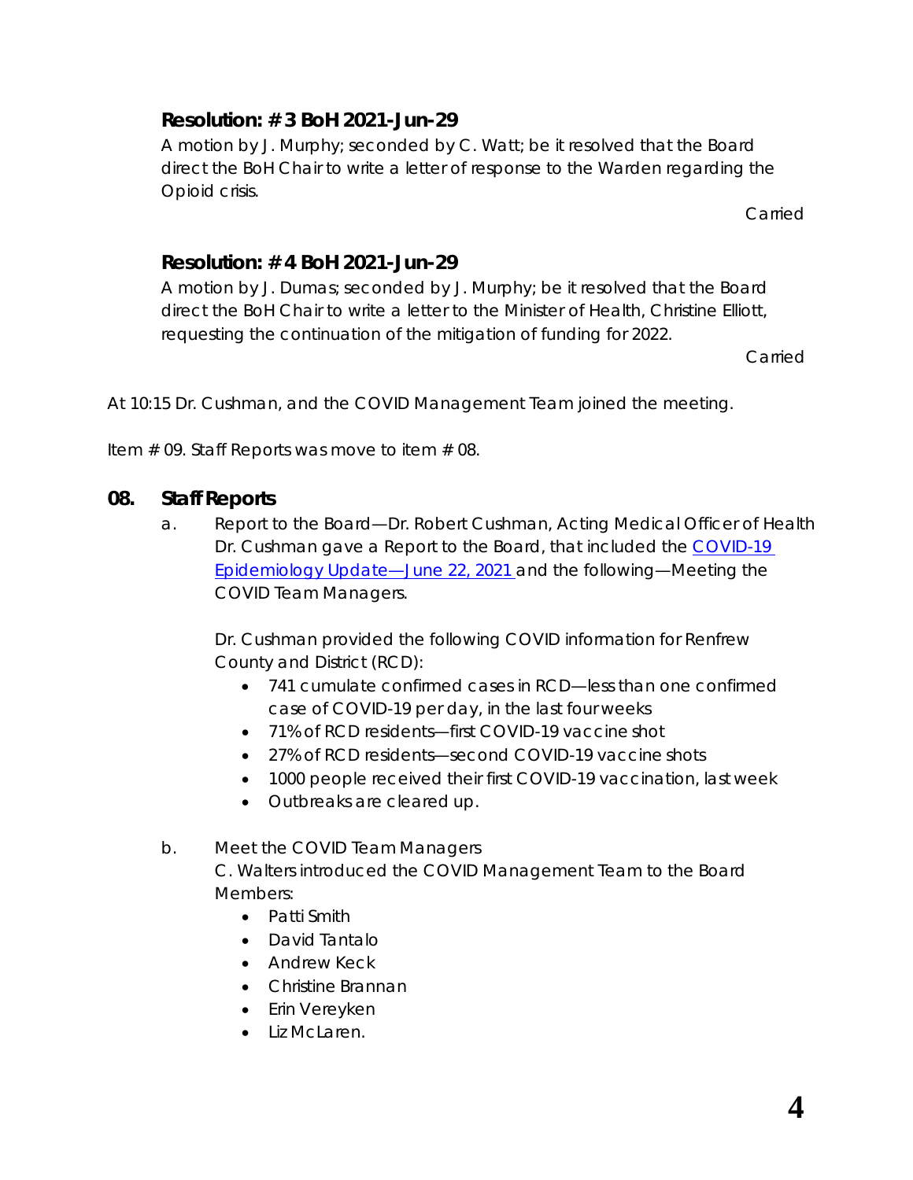### Resolution: # 3 BoH 2021-Jun-29

A motion by J. Murphy; seconded by C. Watt; be it resolved that the Board direct the BoH Chair to write a letter of response to the Warden regarding the Opioid crisis.

Carried

### Resolution: # 4 BoH 2021-Jun-29

A motion by J. Dumas; seconded by J. Murphy; be it resolved that the Board direct the BoH Chair to write a letter to the Minister of Health, Christine Elliott, requesting the continuation of the mitigation of funding for 2022.

Carried

At 10:15 Dr. Cushman, and the COVID Management Team joined the meeting.

Item # 09. Staff Reports was move to item # 08.

## 08. Staff Reports

a. Report to the Board—Dr. Robert Cushman, Acting Medical Officer of Health
Dr. Cushman gave a Report to the Board, that included the [COVID-19 Epidemiology Update—June 22, 2021](#) and the following—Meeting the COVID Team Managers.

Dr. Cushman provided the following COVID information for Renfrew County and District (RCD):

- 741 cumulate confirmed cases in RCD—less than one confirmed case of COVID-19 per day, in the last four weeks
- 71% of RCD residents—first COVID-19 vaccine shot
- 27% of RCD residents—second COVID-19 vaccine shots
- 1000 people received their first COVID-19 vaccination, last week
- Outbreaks are cleared up.

b. Meet the COVID Team Managers
C. Walters introduced the COVID Management Team to the Board Members:

- Patti Smith
- David Tantalo
- Andrew Keck
- Christine Brannan
- Erin Vereyken
- Liz McLaren.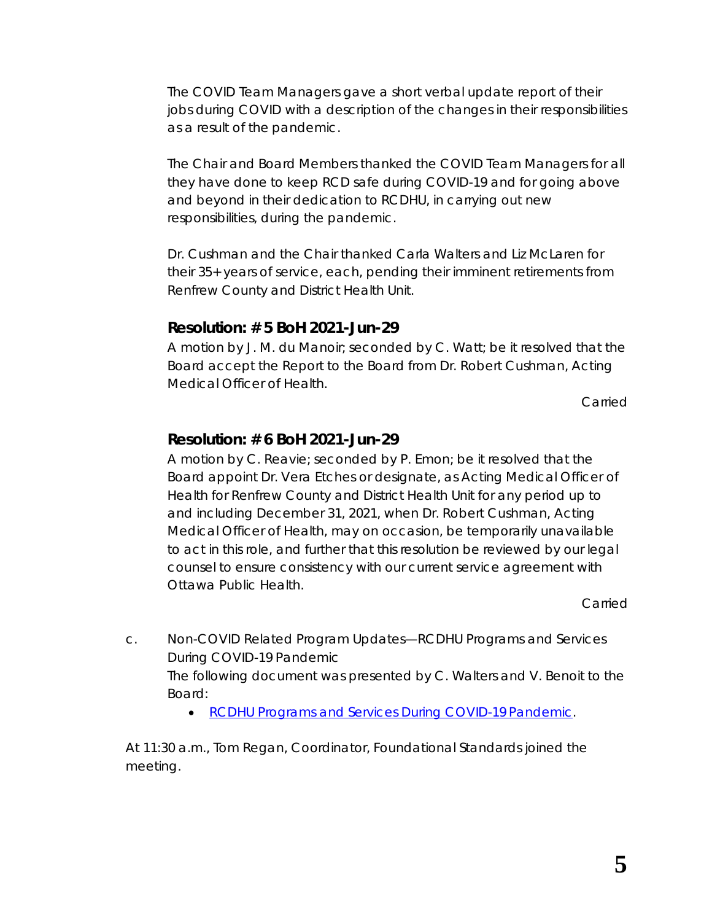The COVID Team Managers gave a short verbal update report of their jobs during COVID with a description of the changes in their responsibilities as a result of the pandemic.

The Chair and Board Members thanked the COVID Team Managers for all they have done to keep RCD safe during COVID-19 and for going above and beyond in their dedication to RCDHU, in carrying out new responsibilities, during the pandemic.

Dr. Cushman and the Chair thanked Carla Walters and Liz McLaren for their 35+ years of service, each, pending their imminent retirements from Renfrew County and District Health Unit.

### Resolution: # 5 BoH 2021-Jun-29

A motion by J. M. du Manoir; seconded by C. Watt; be it resolved that the Board accept the Report to the Board from Dr. Robert Cushman, Acting Medical Officer of Health.

Carried

### Resolution: # 6 BoH 2021-Jun-29

A motion by C. Reavie; seconded by P. Emon; be it resolved that the Board appoint Dr. Vera Etches or designate, as Acting Medical Officer of Health for Renfrew County and District Health Unit for any period up to and including December 31, 2021, when Dr. Robert Cushman, Acting Medical Officer of Health, may on occasion, be temporarily unavailable to act in this role, and further that this resolution be reviewed by our legal counsel to ensure consistency with our current service agreement with Ottawa Public Health.

Carried

c. Non-COVID Related Program Updates—RCDHU Programs and Services During COVID-19 Pandemic
   The following document was presented by C. Walters and V. Benoit to the Board:
   - RCDHU Programs and Services During COVID-19 Pandemic.

At 11:30 a.m., Tom Regan, Coordinator, Foundational Standards joined the meeting.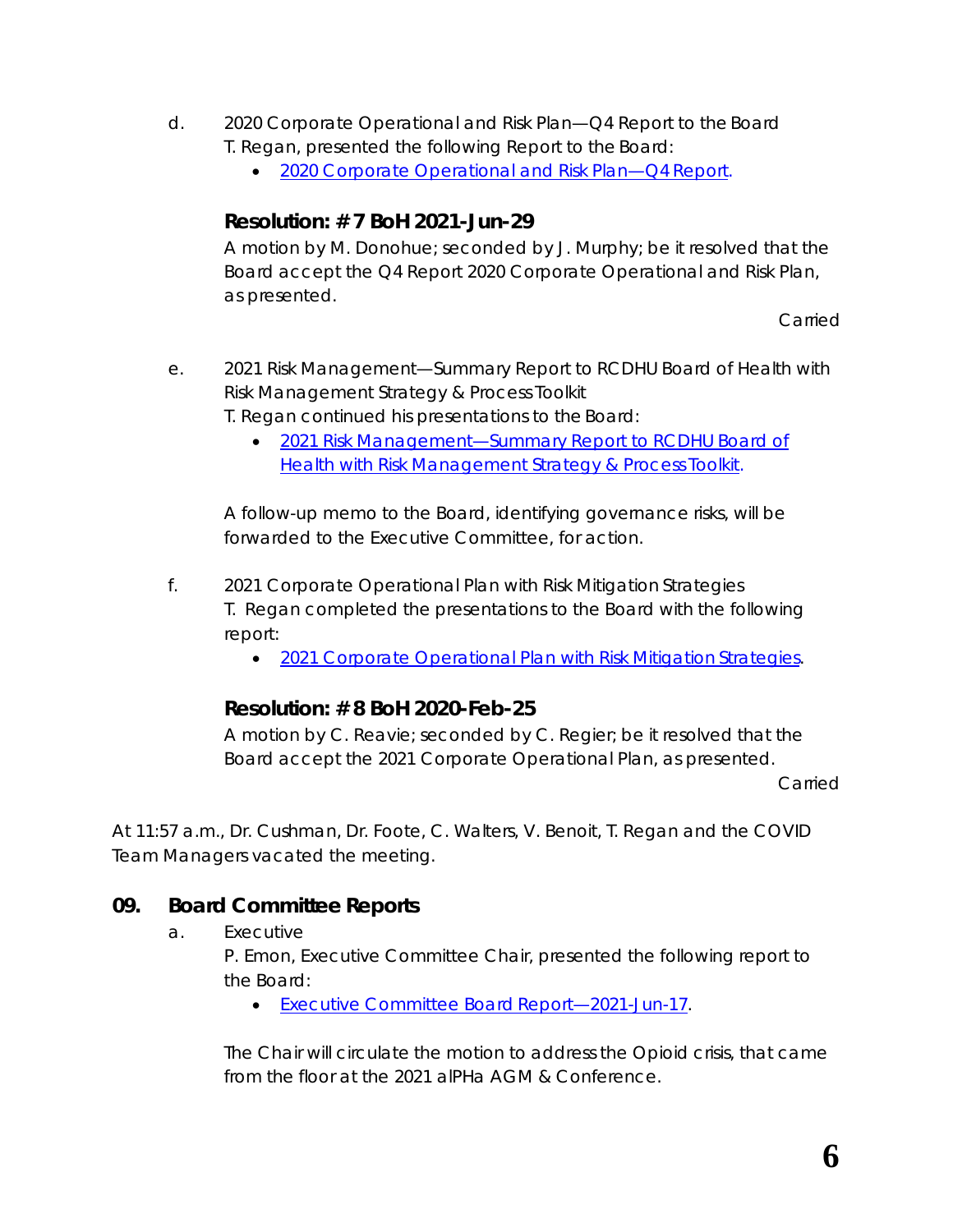d. 2020 Corporate Operational and Risk Plan—Q4 Report to the Board
T. Regan, presented the following Report to the Board:

- 2020 Corporate Operational and Risk Plan—Q4 Report.

**Resolution: # 7 BoH 2021-Jun-29**

A motion by M. Donohue; seconded by J. Murphy; be it resolved that the Board accept the Q4 Report 2020 Corporate Operational and Risk Plan, as presented.

Carried

e. 2021 Risk Management—Summary Report to RCDHU Board of Health with Risk Management Strategy & Process Toolkit
T. Regan continued his presentations to the Board:

- 2021 Risk Management—Summary Report to RCDHU Board of Health with Risk Management Strategy & Process Toolkit.

A follow-up memo to the Board, identifying governance risks, will be forwarded to the Executive Committee, for action.

f. 2021 Corporate Operational Plan with Risk Mitigation Strategies
T. Regan completed the presentations to the Board with the following report:

- 2021 Corporate Operational Plan with Risk Mitigation Strategies.

**Resolution: # 8 BoH 2020-Feb-25**

A motion by C. Reavie; seconded by C. Regier; be it resolved that the Board accept the 2021 Corporate Operational Plan, as presented.

Carried

At 11:57 a.m., Dr. Cushman, Dr. Foote, C. Walters, V. Benoit, T. Regan and the COVID Team Managers vacated the meeting.

## 09. Board Committee Reports

a. Executive
P. Emon, Executive Committee Chair, presented the following report to the Board:

- Executive Committee Board Report—2021-Jun-17.

The Chair will circulate the motion to address the Opioid crisis, that came from the floor at the 2021 alPHa AGM & Conference.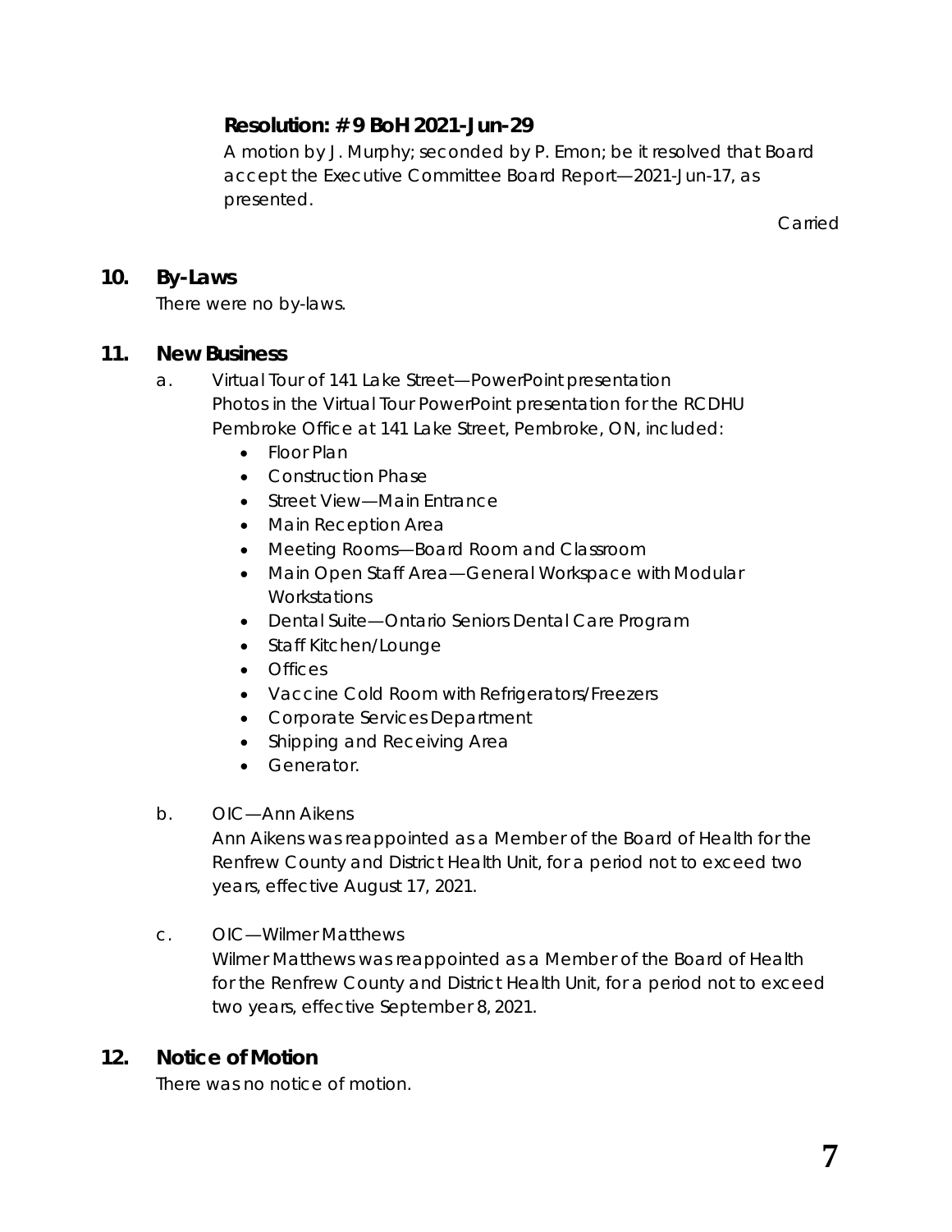**Resolution: # 9 BoH 2021-Jun-29**

A motion by J. Murphy; seconded by P. Emon; be it resolved that Board accept the Executive Committee Board Report—2021-Jun-17, as presented.

Carried

## 10. By-Laws

There were no by-laws.

## 11. New Business

a. Virtual Tour of 141 Lake Street—PowerPoint presentation
Photos in the Virtual Tour PowerPoint presentation for the RCDHU Pembroke Office at 141 Lake Street, Pembroke, ON, included:

- Floor Plan
- Construction Phase
- Street View—Main Entrance
- Main Reception Area
- Meeting Rooms—Board Room and Classroom
- Main Open Staff Area—General Workspace with Modular Workstations
- Dental Suite—Ontario Seniors Dental Care Program
- Staff Kitchen/Lounge
- Offices
- Vaccine Cold Room with Refrigerators/Freezers
- Corporate Services Department
- Shipping and Receiving Area
- Generator.

b. OIC—Ann Aikens
Ann Aikens was reappointed as a Member of the Board of Health for the Renfrew County and District Health Unit, for a period not to exceed two years, effective August 17, 2021.

c. OIC—Wilmer Matthews
Wilmer Matthews was reappointed as a Member of the Board of Health for the Renfrew County and District Health Unit, for a period not to exceed two years, effective September 8, 2021.

## 12. Notice of Motion

There was no notice of motion.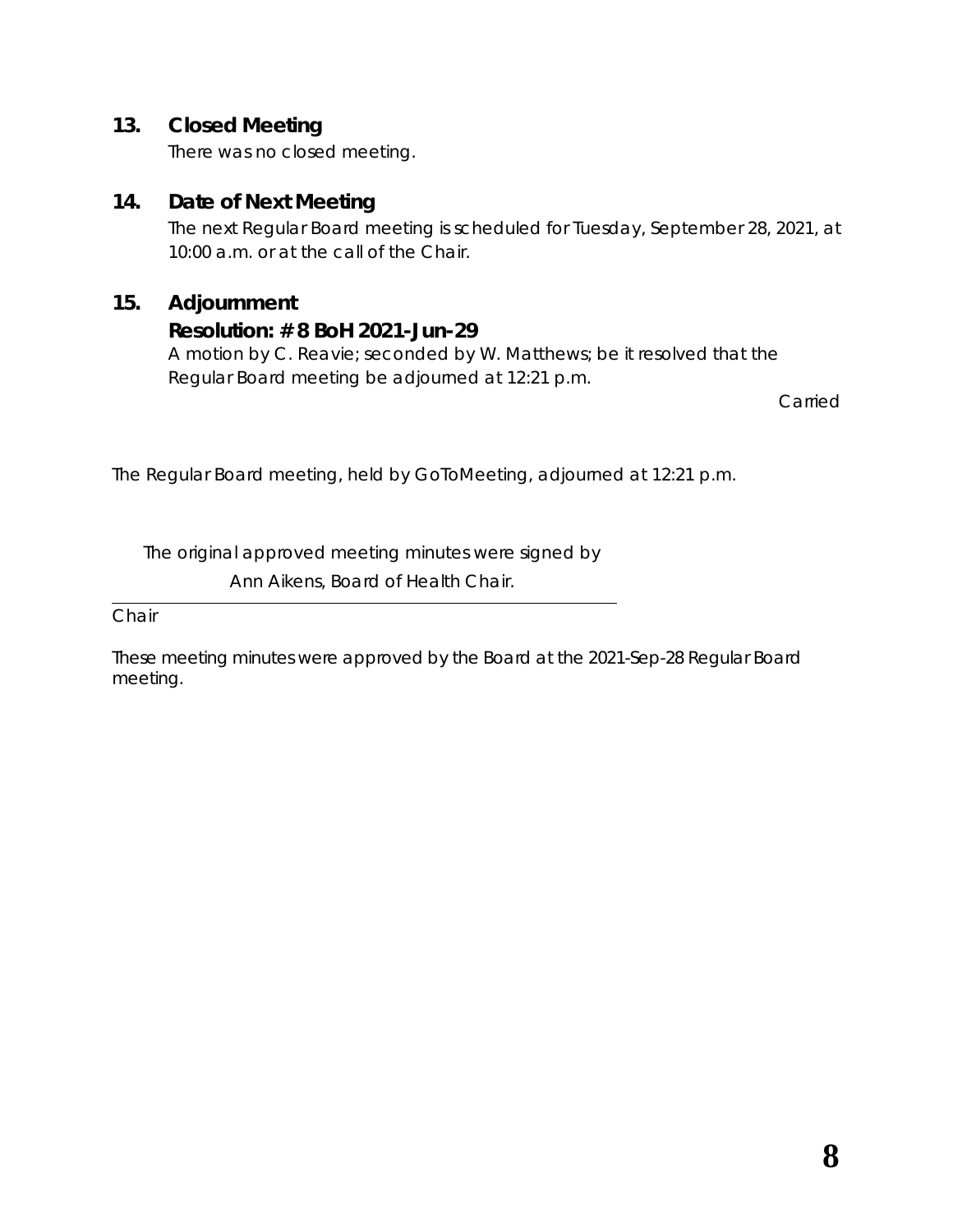## 13. Closed Meeting

There was no closed meeting.

## 14. Date of Next Meeting

The next Regular Board meeting is scheduled for Tuesday, September 28, 2021, at 10:00 a.m. or at the call of the Chair.

## 15. Adjournment

**Resolution: # 8 BoH 2021-Jun-29**

A motion by C. Reavie; seconded by W. Matthews; be it resolved that the Regular Board meeting be adjourned at 12:21 p.m.

Carried

The Regular Board meeting, held by GoToMeeting, adjourned at 12:21 p.m.

The original approved meeting minutes were signed by
Ann Aikens, Board of Health Chair.

Chair

These meeting minutes were approved by the Board at the 2021-Sep-28 Regular Board meeting.